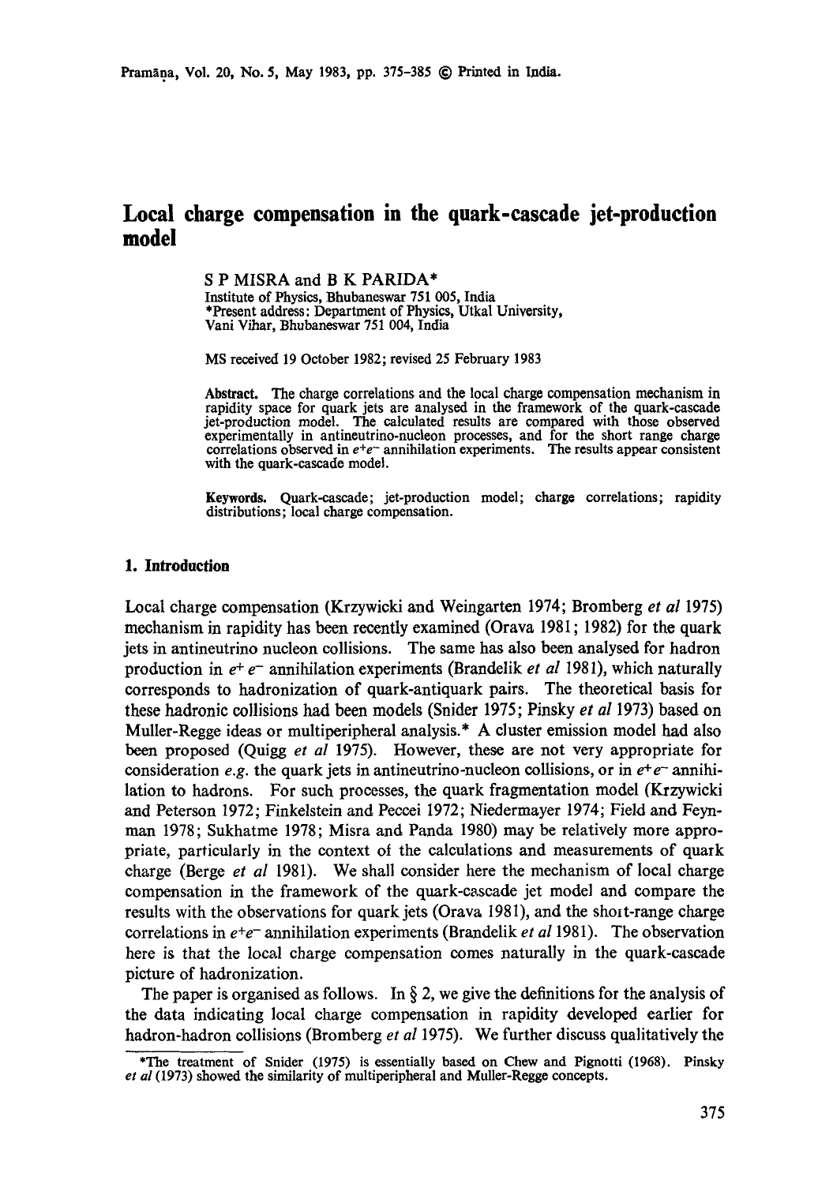# Local charge compensation in the quark-cascade jet-production model

S P MISRA and B K PARIDA*

Institute of Physics, Bhubaneswar 751 005, India

*Present address: Department of Physics, Utkal University, Vani Vihar, Bhubaneswar 751 004, India

MS received 19 October 1982; revised 25 February 1983

**Abstract.** The charge correlations and the local charge compensation mechanism in rapidity space for quark jets are analysed in the framework of the quark-cascade jet-production model. The calculated results are compared with those observed experimentally in antineutrino-nucleon processes, and for the short range charge correlations observed in $e^+e^-$ annihilation experiments. The results appear consistent with the quark-cascade model.

**Keywords.** Quark-cascade; jet-production model; charge correlations; rapidity distributions; local charge compensation.

## 1. Introduction

Local charge compensation (Krzywicki and Weingarten 1974; Bromberg *et al* 1975) mechanism in rapidity has been recently examined (Orava 1981; 1982) for the quark jets in antineutrino nucleon collisions. The same has also been analysed for hadron production in $e^+e^-$ annihilation experiments (Brandelik *et al* 1981), which naturally corresponds to hadronization of quark-antiquark pairs. The theoretical basis for these hadronic collisions had been models (Snider 1975; Pinsky *et al* 1973) based on Muller-Regge ideas or multiperipheral analysis.* A cluster emission model had also been proposed (Quigg *et al* 1975). However, these are not very appropriate for consideration *e.g.* the quark jets in antineutrino-nucleon collisions, or in $e^+e^-$ annihilation to hadrons. For such processes, the quark fragmentation model (Krzywicki and Peterson 1972; Finkelstein and Peccei 1972; Niedermayer 1974; Field and Feynman 1978; Sukhatme 1978; Misra and Panda 1980) may be relatively more appropriate, particularly in the context of the calculations and measurements of quark charge (Berge *et al* 1981). We shall consider here the mechanism of local charge compensation in the framework of the quark-cascade jet model and compare the results with the observations for quark jets (Orava 1981), and the short-range charge correlations in $e^+e^-$ annihilation experiments (Brandelik *et al* 1981). The observation here is that the local charge compensation comes naturally in the quark-cascade picture of hadronization.

The paper is organised as follows. In § 2, we give the definitions for the analysis of the data indicating local charge compensation in rapidity developed earlier for hadron-hadron collisions (Bromberg *et al* 1975). We further discuss qualitatively the

*The treatment of Snider (1975) is essentially based on Chew and Pignotti (1968). Pinsky *et al* (1973) showed the similarity of multiperipheral and Muller-Regge concepts.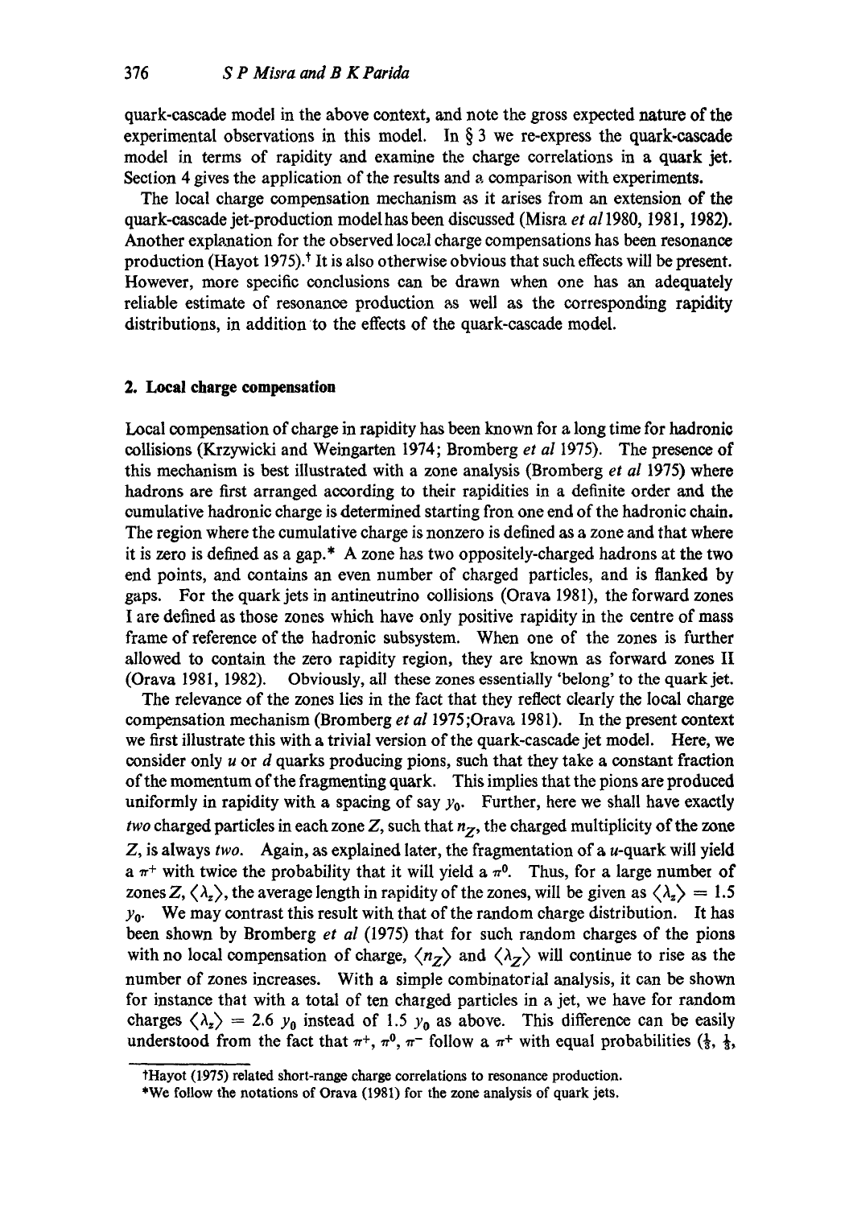quark-cascade model in the above context, and note the gross expected nature of the experimental observations in this model. In § 3 we re-express the quark-cascade model in terms of rapidity and examine the charge correlations in a quark jet. Section 4 gives the application of the results and a comparison with experiments.

The local charge compensation mechanism as it arises from an extension of the quark-cascade jet-production model has been discussed (Misra *et al* 1980, 1981, 1982). Another explanation for the observed local charge compensations has been resonance production (Hayot 1975).† It is also otherwise obvious that such effects will be present. However, more specific conclusions can be drawn when one has an adequately reliable estimate of resonance production as well as the corresponding rapidity distributions, in addition to the effects of the quark-cascade model.

## 2. Local charge compensation

Local compensation of charge in rapidity has been known for a long time for hadronic collisions (Krzywicki and Weingarten 1974; Bromberg *et al* 1975). The presence of this mechanism is best illustrated with a zone analysis (Bromberg *et al* 1975) where hadrons are first arranged according to their rapidities in a definite order and the cumulative hadronic charge is determined starting fron one end of the hadronic chain. The region where the cumulative charge is nonzero is defined as a zone and that where it is zero is defined as a gap.* A zone has two oppositely-charged hadrons at the two end points, and contains an even number of charged particles, and is flanked by gaps. For the quark jets in antineutrino collisions (Orava 1981), the forward zones I are defined as those zones which have only positive rapidity in the centre of mass frame of reference of the hadronic subsystem. When one of the zones is further allowed to contain the zero rapidity region, they are known as forward zones II (Orava 1981, 1982). Obviously, all these zones essentially 'belong' to the quark jet.

The relevance of the zones lies in the fact that they reflect clearly the local charge compensation mechanism (Bromberg *et al* 1975; Orava 1981). In the present context we first illustrate this with a trivial version of the quark-cascade jet model. Here, we consider only $u$ or $d$ quarks producing pions, such that they take a constant fraction of the momentum of the fragmenting quark. This implies that the pions are produced uniformly in rapidity with a spacing of say $y_0$. Further, here we shall have exactly *two* charged particles in each zone $Z$, such that $n_Z$, the charged multiplicity of the zone $Z$, is always *two*. Again, as explained later, the fragmentation of a $u$-quark will yield a $\pi^+$ with twice the probability that it will yield a $\pi^0$. Thus, for a large number of zones $Z$, $\langle \lambda_z \rangle$, the average length in rapidity of the zones, will be given as $\langle \lambda_z \rangle = 1.5\ y_0$. We may contrast this result with that of the random charge distribution. It has been shown by Bromberg *et al* (1975) that for such random charges of the pions with no local compensation of charge, $\langle n_Z \rangle$ and $\langle \lambda_Z \rangle$ will continue to rise as the number of zones increases. With a simple combinatorial analysis, it can be shown for instance that with a total of ten charged particles in a jet, we have for random charges $\langle \lambda_z \rangle = 2.6\ y_0$ instead of $1.5\ y_0$ as above. This difference can be easily understood from the fact that $\pi^+$, $\pi^0$, $\pi^-$ follow a $\pi^+$ with equal probabilities ($\frac{1}{3}$, $\frac{1}{3}$,

†Hayot (1975) related short-range charge correlations to resonance production.

*We follow the notations of Orava (1981) for the zone analysis of quark jets.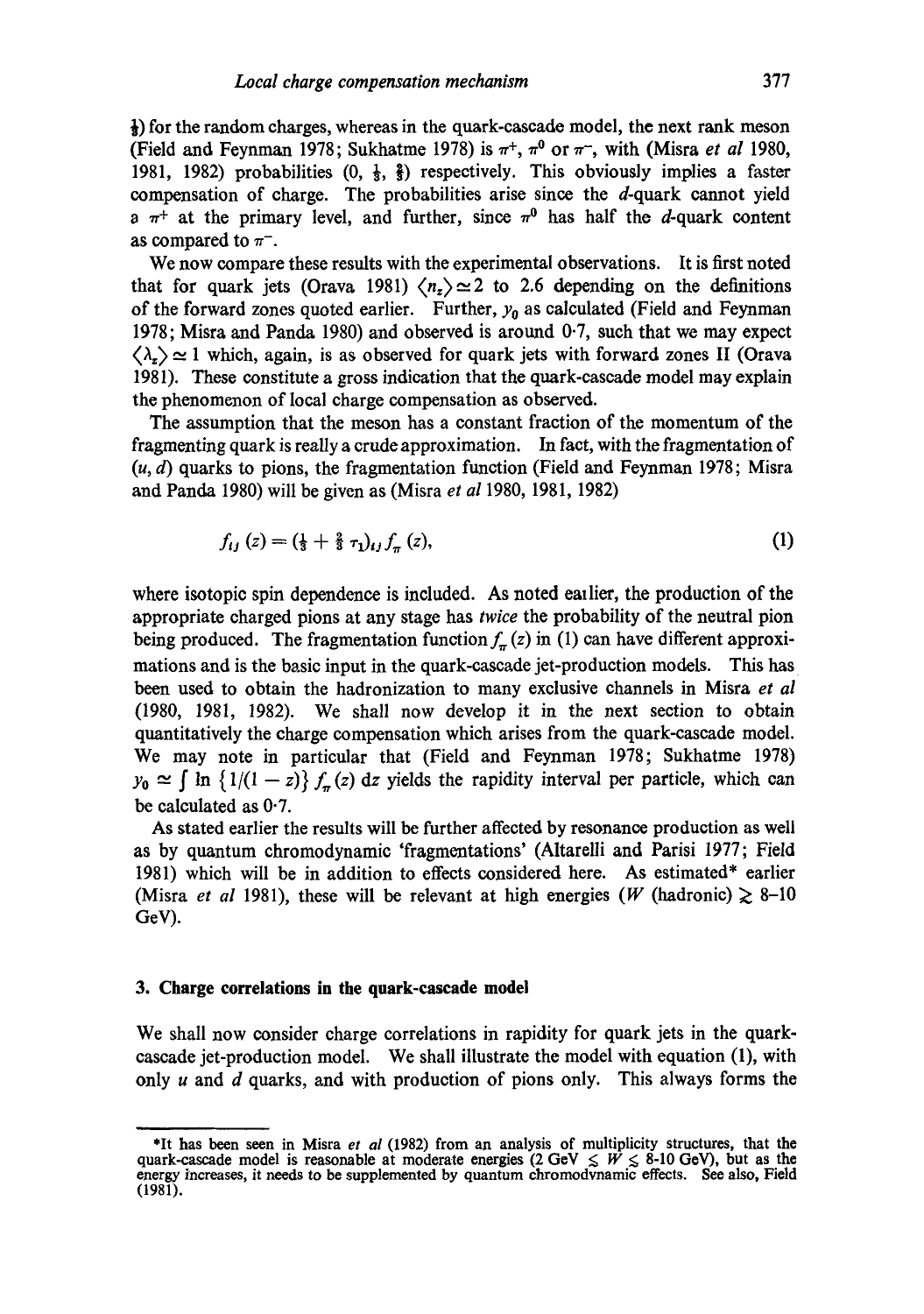$\frac{1}{3}$) for the random charges, whereas in the quark-cascade model, the next rank meson (Field and Feynman 1978; Sukhatme 1978) is $\pi^+$, $\pi^0$ or $\pi^-$, with (Misra *et al* 1980, 1981, 1982) probabilities (0, $\frac{1}{3}$, $\frac{2}{3}$) respectively. This obviously implies a faster compensation of charge. The probabilities arise since the $d$-quark cannot yield a $\pi^+$ at the primary level, and further, since $\pi^0$ has half the $d$-quark content as compared to $\pi^-$.

We now compare these results with the experimental observations. It is first noted that for quark jets (Orava 1981) $\langle n_z \rangle \simeq 2$ to 2.6 depending on the definitions of the forward zones quoted earlier. Further, $y_0$ as calculated (Field and Feynman 1978; Misra and Panda 1980) and observed is around 0·7, such that we may expect $\langle \lambda_z \rangle \simeq 1$ which, again, is as observed for quark jets with forward zones II (Orava 1981). These constitute a gross indication that the quark-cascade model may explain the phenomenon of local charge compensation as observed.

The assumption that the meson has a constant fraction of the momentum of the fragmenting quark is really a crude approximation. In fact, with the fragmentation of ($u$, $d$) quarks to pions, the fragmentation function (Field and Feynman 1978; Misra and Panda 1980) will be given as (Misra *et al* 1980, 1981, 1982)

$$f_{ij}(z) = (\tfrac{1}{3} + \tfrac{2}{3}\,\tau_1)_{ij}\, f_\pi(z), \tag{1}$$

where isotopic spin dependence is included. As noted earlier, the production of the appropriate charged pions at any stage has *twice* the probability of the neutral pion being produced. The fragmentation function $f_\pi(z)$ in (1) can have different approximations and is the basic input in the quark-cascade jet-production models. This has been used to obtain the hadronization to many exclusive channels in Misra *et al* (1980, 1981, 1982). We shall now develop it in the next section to obtain quantitatively the charge compensation which arises from the quark-cascade model. We may note in particular that (Field and Feynman 1978; Sukhatme 1978) $y_0 \simeq \int \ln \{1/(1-z)\} f_\pi(z)\, \mathrm{d}z$ yields the rapidity interval per particle, which can be calculated as 0·7.

As stated earlier the results will be further affected by resonance production as well as by quantum chromodynamic 'fragmentations' (Altarelli and Parisi 1977; Field 1981) which will be in addition to effects considered here. As estimated* earlier (Misra *et al* 1981), these will be relevant at high energies ($W$ (hadronic) $\gtrsim$ 8–10 GeV).

### 3. Charge correlations in the quark-cascade model

We shall now consider charge correlations in rapidity for quark jets in the quark-cascade jet-production model. We shall illustrate the model with equation (1), with only $u$ and $d$ quarks, and with production of pions only. This always forms the

---

*It has been seen in Misra *et al* (1982) from an analysis of multiplicity structures, that the quark-cascade model is reasonable at moderate energies (2 GeV $\lesssim W \lesssim$ 8-10 GeV), but as the energy increases, it needs to be supplemented by quantum chromodynamic effects. See also, Field (1981).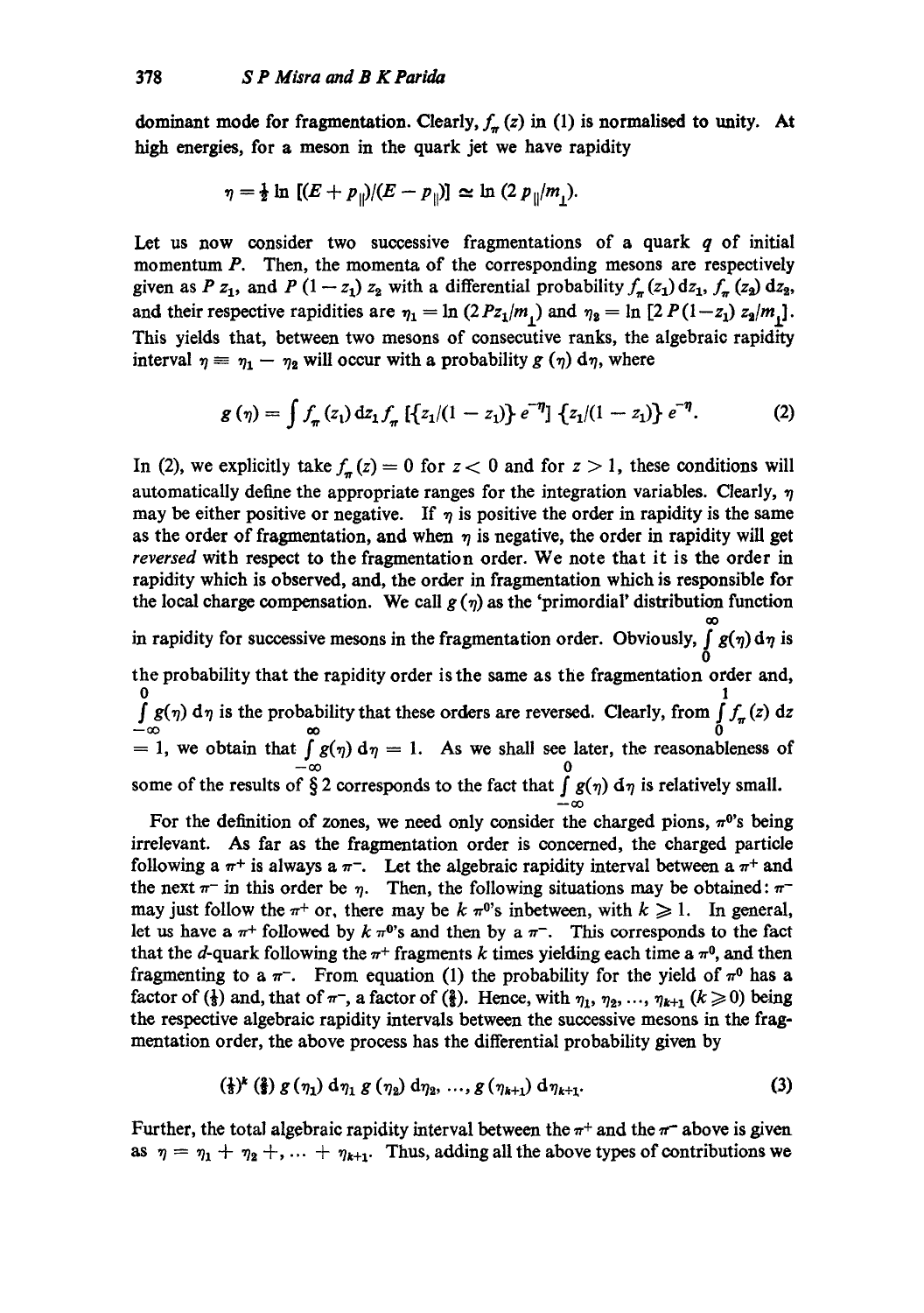dominant mode for fragmentation. Clearly, $f_\pi(z)$ in (1) is normalised to unity. At high energies, for a meson in the quark jet we have rapidity

$$\eta = \tfrac{1}{2} \ln [(E + p_{\parallel})/(E - p_{\parallel})] \simeq \ln (2\, p_{\parallel}/m_{\perp}).$$

Let us now consider two successive fragmentations of a quark $q$ of initial momentum $P$. Then, the momenta of the corresponding mesons are respectively given as $P z_1$, and $P(1-z_1) z_2$ with a differential probability $f_\pi(z_1)\,dz_1$, $f_\pi(z_2)\,dz_2$, and their respective rapidities are $\eta_1 = \ln(2 P z_1/m_\perp)$ and $\eta_2 = \ln[2P(1-z_1) z_2/m_\perp]$. This yields that, between two mesons of consecutive ranks, the algebraic rapidity interval $\eta \equiv \eta_1 - \eta_2$ will occur with a probability $g(\eta)\,d\eta$, where

$$g(\eta) = \int f_\pi(z_1)\,dz_1 f_\pi\,[\{z_1/(1-z_1)\}\, e^{-\eta}]\,\{z_1/(1-z_1)\}\, e^{-\eta}. \tag{2}$$

In (2), we explicitly take $f_\pi(z) = 0$ for $z < 0$ and for $z > 1$, these conditions will automatically define the appropriate ranges for the integration variables. Clearly, $\eta$ may be either positive or negative. If $\eta$ is positive the order in rapidity is the same as the order of fragmentation, and when $\eta$ is negative, the order in rapidity will get *reversed* with respect to the fragmentation order. We note that it is the order in rapidity which is observed, and, the order in fragmentation which is responsible for the local charge compensation. We call $g(\eta)$ as the 'primordial' distribution function in rapidity for successive mesons in the fragmentation order. Obviously, $\int_0^\infty g(\eta)\,d\eta$ is the probability that the rapidity order is the same as the fragmentation order and, $\int_{-\infty}^0 g(\eta)\,d\eta$ is the probability that these orders are reversed. Clearly, from $\int_0^1 f_\pi(z)\,dz = 1$, we obtain that $\int_{-\infty}^{\infty} g(\eta)\,d\eta = 1$. As we shall see later, the reasonableness of some of the results of § 2 corresponds to the fact that $\int_{-\infty}^0 g(\eta)\,d\eta$ is relatively small.

For the definition of zones, we need only consider the charged pions, $\pi^0$'s being irrelevant. As far as the fragmentation order is concerned, the charged particle following a $\pi^+$ is always a $\pi^-$. Let the algebraic rapidity interval between a $\pi^+$ and the next $\pi^-$ in this order be $\eta$. Then, the following situations may be obtained: $\pi^-$ may just follow the $\pi^+$ or, there may be $k$ $\pi^0$'s inbetween, with $k \geqslant 1$. In general, let us have a $\pi^+$ followed by $k$ $\pi^0$'s and then by a $\pi^-$. This corresponds to the fact that the $d$-quark following the $\pi^+$ fragments $k$ times yielding each time a $\pi^0$, and then fragmenting to a $\pi^-$. From equation (1) the probability for the yield of $\pi^0$ has a factor of $(\frac{1}{3})$ and, that of $\pi^-$, a factor of $(\frac{2}{3})$. Hence, with $\eta_1, \eta_2, \ldots, \eta_{k+1}$ $(k \geqslant 0)$ being the respective algebraic rapidity intervals between the successive mesons in the fragmentation order, the above process has the differential probability given by

$$(\tfrac{1}{3})^k\, (\tfrac{2}{3})\, g(\eta_1)\,d\eta_1\, g(\eta_2)\,d\eta_2, \ldots, g(\eta_{k+1})\,d\eta_{k+1}. \tag{3}$$

Further, the total algebraic rapidity interval between the $\pi^+$ and the $\pi^-$ above is given as $\eta = \eta_1 + \eta_2 +, \ldots + \eta_{k+1}$. Thus, adding all the above types of contributions we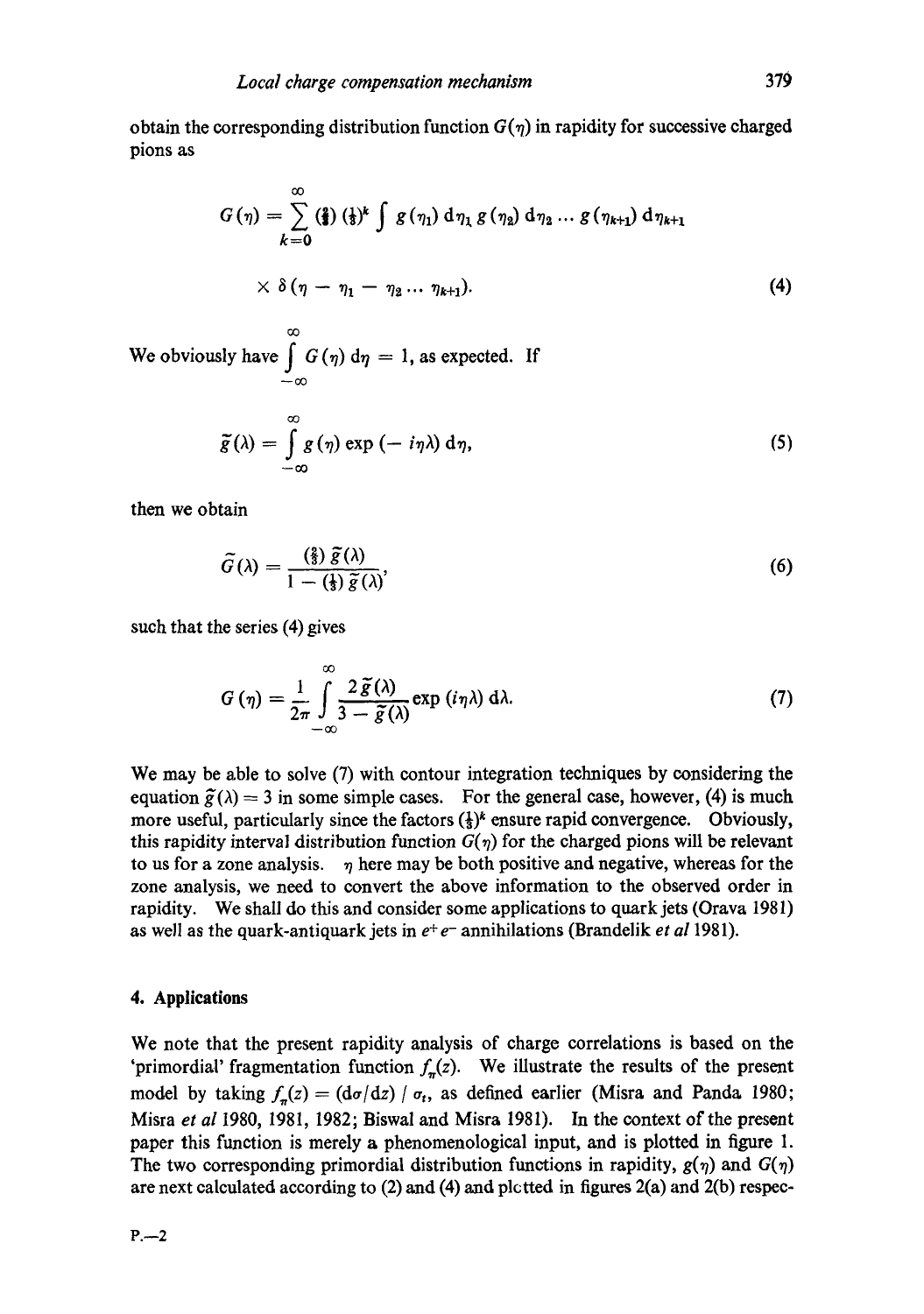obtain the corresponding distribution function $G(\eta)$ in rapidity for successive charged pions as

$$G(\eta) = \sum_{k=0}^{\infty} (\tfrac{2}{3}) (\tfrac{1}{3})^k \int g(\eta_1)\, d\eta_1\, g(\eta_2)\, d\eta_2 \ldots g(\eta_{k+1})\, d\eta_{k+1}$$

$$\times\, \delta(\eta - \eta_1 - \eta_2 \ldots \eta_{k+1}). \tag{4}$$

We obviously have $\int_{-\infty}^{\infty} G(\eta)\, d\eta = 1$, as expected. If

$$\tilde{g}(\lambda) = \int_{-\infty}^{\infty} g(\eta) \exp(-i\eta\lambda)\, d\eta, \tag{5}$$

then we obtain

$$\tilde{G}(\lambda) = \frac{(\tfrac{2}{3})\, \tilde{g}(\lambda)}{1 - (\tfrac{1}{3})\, \tilde{g}(\lambda)}, \tag{6}$$

such that the series (4) gives

$$G(\eta) = \frac{1}{2\pi} \int_{-\infty}^{\infty} \frac{2\tilde{g}(\lambda)}{3 - \tilde{g}(\lambda)} \exp(i\eta\lambda)\, d\lambda. \tag{7}$$

We may be able to solve (7) with contour integration techniques by considering the equation $\tilde{g}(\lambda) = 3$ in some simple cases. For the general case, however, (4) is much more useful, particularly since the factors $(\tfrac{1}{3})^k$ ensure rapid convergence. Obviously, this rapidity interval distribution function $G(\eta)$ for the charged pions will be relevant to us for a zone analysis. $\eta$ here may be both positive and negative, whereas for the zone analysis, we need to convert the above information to the observed order in rapidity. We shall do this and consider some applications to quark jets (Orava 1981) as well as the quark-antiquark jets in $e^+e^-$ annihilations (Brandelik *et al* 1981).

## 4. Applications

We note that the present rapidity analysis of charge correlations is based on the 'primordial' fragmentation function $f_\pi(z)$. We illustrate the results of the present model by taking $f_\pi(z) = (d\sigma/dz) / \sigma_t$, as defined earlier (Misra and Panda 1980; Misra *et al* 1980, 1981, 1982; Biswal and Misra 1981). In the context of the present paper this function is merely a phenomenological input, and is plotted in figure 1. The two corresponding primordial distribution functions in rapidity, $g(\eta)$ and $G(\eta)$ are next calculated according to (2) and (4) and plotted in figures 2(a) and 2(b) respec-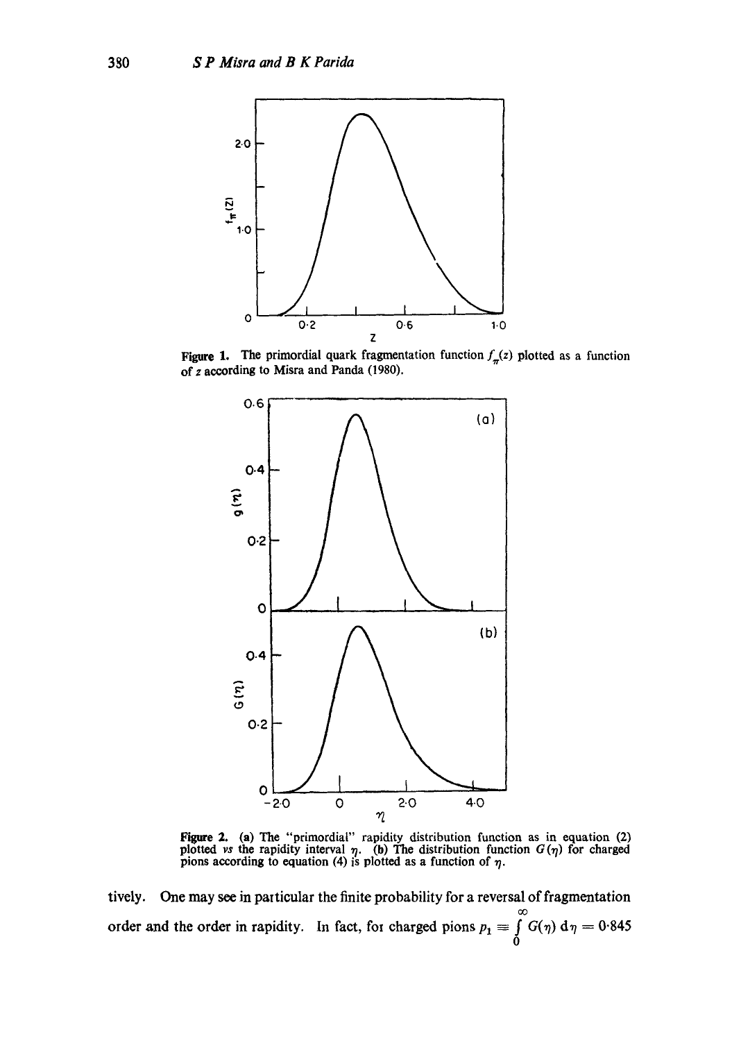**Figure 1.** The primordial quark fragmentation function $f_\pi(z)$ plotted as a function of $z$ according to Misra and Panda (1980).

**Figure 2.** (a) The "primordial" rapidity distribution function as in equation (2) plotted *vs* the rapidity interval $\eta$. (b) The distribution function $G(\eta)$ for charged pions according to equation (4) is plotted as a function of $\eta$.

tively. One may see in particular the finite probability for a reversal of fragmentation order and the order in rapidity. In fact, for charged pions $p_1 \equiv \int_0^\infty G(\eta)\, \mathrm{d}\eta = 0{\cdot}845$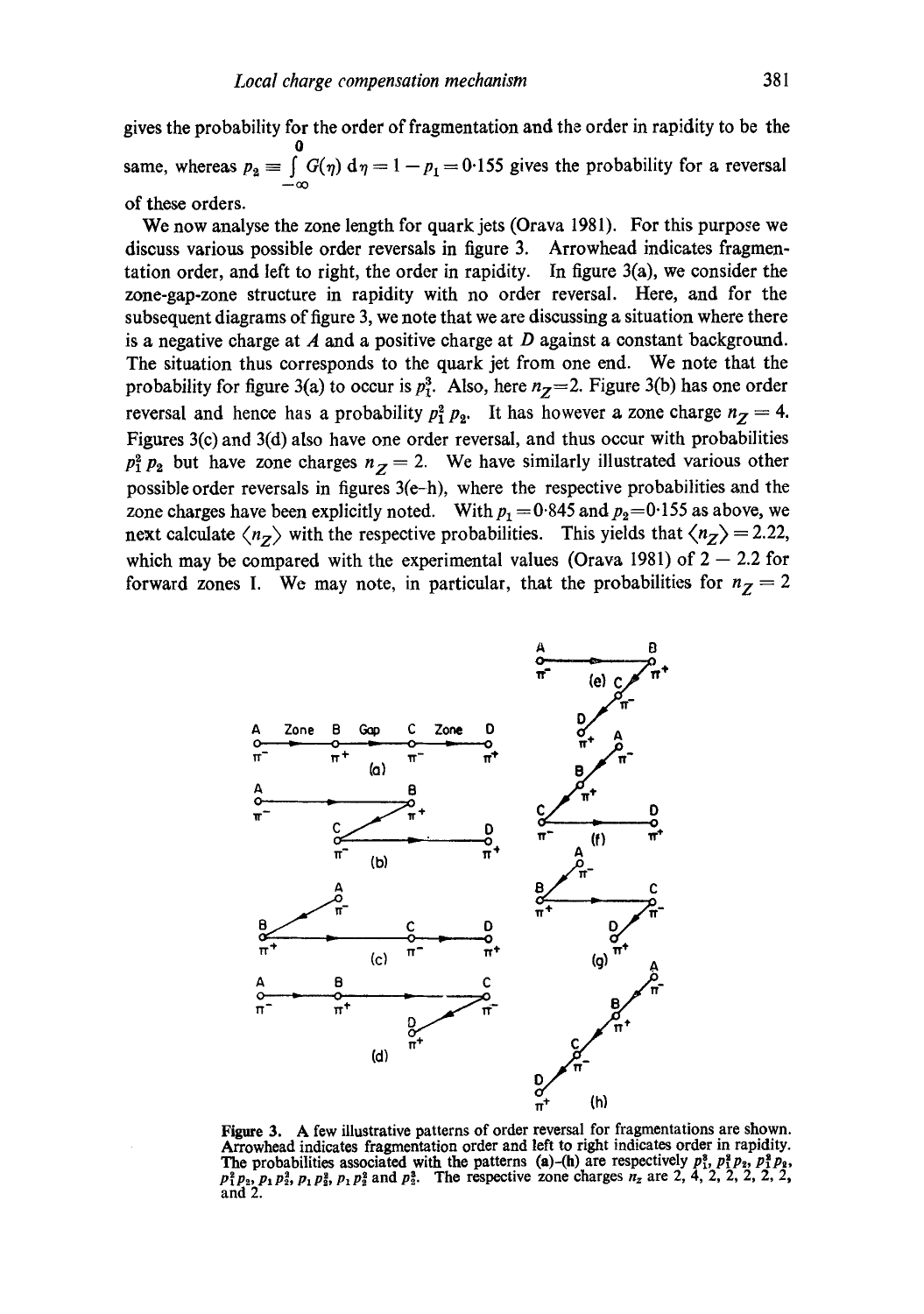gives the probability for the order of fragmentation and the order in rapidity to be the same, whereas $p_2 \equiv \int_{-\infty}^{0} G(\eta)\, d\eta = 1 - p_1 = 0{\cdot}155$ gives the probability for a reversal of these orders.

We now analyse the zone length for quark jets (Orava 1981). For this purpose we discuss various possible order reversals in figure 3. Arrowhead indicates fragmentation order, and left to right, the order in rapidity. In figure 3(a), we consider the zone-gap-zone structure in rapidity with no order reversal. Here, and for the subsequent diagrams of figure 3, we note that we are discussing a situation where there is a negative charge at $A$ and a positive charge at $D$ against a constant background. The situation thus corresponds to the quark jet from one end. We note that the probability for figure 3(a) to occur is $p_1^3$. Also, here $n_Z=2$. Figure 3(b) has one order reversal and hence has a probability $p_1^2 p_2$. It has however a zone charge $n_Z = 4$. Figures 3(c) and 3(d) also have one order reversal, and thus occur with probabilities $p_1^2 p_2$ but have zone charges $n_Z = 2$. We have similarly illustrated various other possible order reversals in figures 3(e–h), where the respective probabilities and the zone charges have been explicitly noted. With $p_1 = 0{\cdot}845$ and $p_2 = 0{\cdot}155$ as above, we next calculate $\langle n_Z \rangle$ with the respective probabilities. This yields that $\langle n_Z \rangle = 2.22$, which may be compared with the experimental values (Orava 1981) of $2 - 2.2$ for forward zones I. We may note, in particular, that the probabilities for $n_Z = 2$

Figure 3. A few illustrative patterns of order reversal for fragmentations are shown. Arrowhead indicates fragmentation order and left to right indicates order in rapidity. The probabilities associated with the patterns (a)–(h) are respectively $p_1^3$, $p_1^2 p_2$, $p_1^2 p_2$, $p_1^2 p_2$, $p_1 p_2^2$, $p_1 p_2^2$, $p_1 p_2^2$ and $p_2^3$. The respective zone charges $n_z$ are 2, 4, 2, 2, 2, 2, 2, and 2.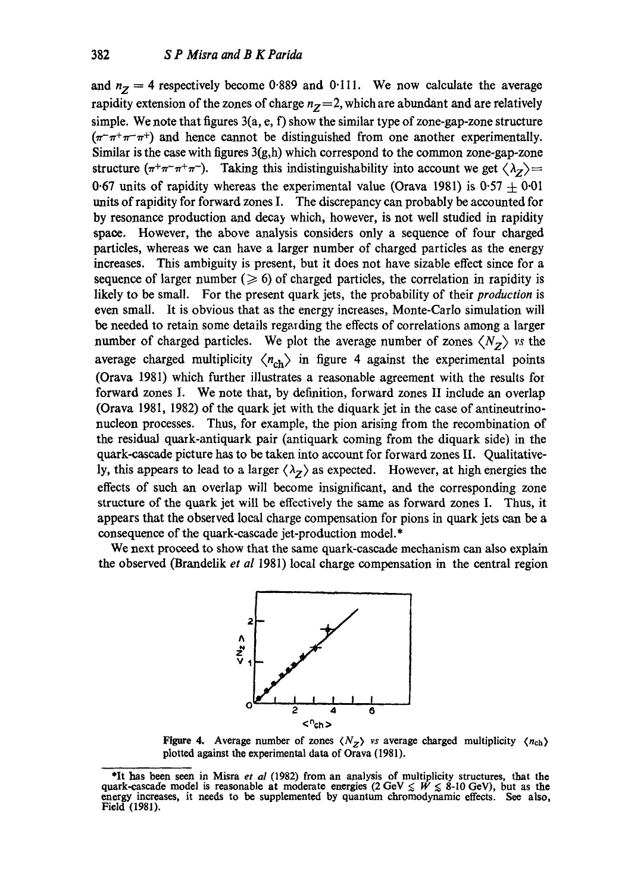and $n_Z = 4$ respectively become 0·889 and 0·111. We now calculate the average rapidity extension of the zones of charge $n_Z=2$, which are abundant and are relatively simple. We note that figures 3(a, e, f) show the similar type of zone-gap-zone structure ($\pi^-\pi^+\pi^-\pi^+$) and hence cannot be distinguished from one another experimentally. Similar is the case with figures 3(g,h) which correspond to the common zone-gap-zone structure ($\pi^+\pi^-\pi^+\pi^-$). Taking this indistinguishability into account we get $\langle \lambda_Z \rangle =$ 0·67 units of rapidity whereas the experimental value (Orava 1981) is $0{\cdot}57 \pm 0{\cdot}01$ units of rapidity for forward zones I. The discrepancy can probably be accounted for by resonance production and decay which, however, is not well studied in rapidity space. However, the above analysis considers only a sequence of four charged particles, whereas we can have a larger number of charged particles as the energy increases. This ambiguity is present, but it does not have sizable effect since for a sequence of larger number ($\geqslant 6$) of charged particles, the correlation in rapidity is likely to be small. For the present quark jets, the probability of their *production* is even small. It is obvious that as the energy increases, Monte-Carlo simulation will be needed to retain some details regarding the effects of correlations among a larger number of charged particles. We plot the average number of zones $\langle N_Z \rangle$ *vs* the average charged multiplicity $\langle n_{ch} \rangle$ in figure 4 against the experimental points (Orava 1981) which further illustrates a reasonable agreement with the results for forward zones I. We note that, by definition, forward zones II include an overlap (Orava 1981, 1982) of the quark jet with the diquark jet in the case of antineutrino-nucleon processes. Thus, for example, the pion arising from the recombination of the residual quark-antiquark pair (antiquark coming from the diquark side) in the quark-cascade picture has to be taken into account for forward zones II. Qualitatively, this appears to lead to a larger $\langle \lambda_Z \rangle$ as expected. However, at high energies the effects of such an overlap will become insignificant, and the corresponding zone structure of the quark jet will be effectively the same as forward zones I. Thus, it appears that the observed local charge compensation for pions in quark jets can be a consequence of the quark-cascade jet-production model.*

We next proceed to show that the same quark-cascade mechanism can also explain the observed (Brandelik *et al* 1981) local charge compensation in the central region

**Figure 4.** Average number of zones $\langle N_Z \rangle$ *vs* average charged multiplicity $\langle n_{ch} \rangle$ plotted against the experimental data of Orava (1981).

---

*It has been seen in Misra *et al* (1982) from an analysis of multiplicity structures, that the quark-cascade model is reasonable at moderate energies (2 GeV $\lesssim W \lesssim$ 8-10 GeV), but as the energy increases, it needs to be supplemented by quantum chromodynamic effects. See also, Field (1981).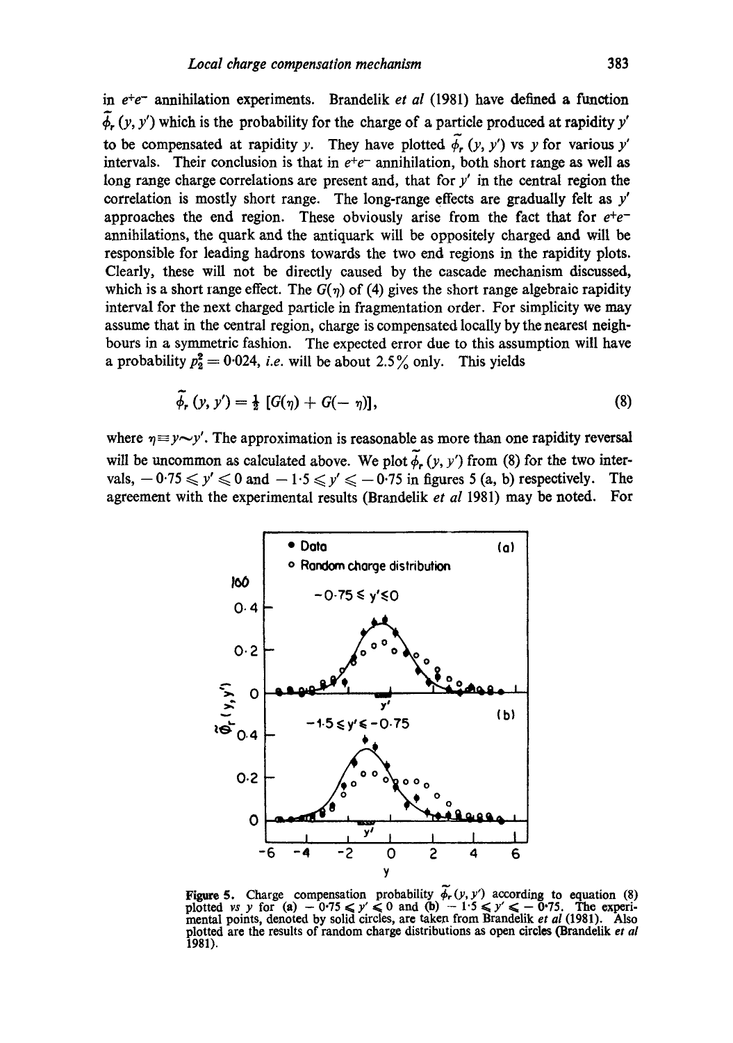in $e^+e^-$ annihilation experiments. Brandelik *et al* (1981) have defined a function $\tilde{\phi}_r(y, y')$ which is the probability for the charge of a particle produced at rapidity $y'$ to be compensated at rapidity $y$. They have plotted $\tilde{\phi}_r(y, y')$ vs $y$ for various $y'$ intervals. Their conclusion is that in $e^+e^-$ annihilation, both short range as well as long range charge correlations are present and, that for $y'$ in the central region the correlation is mostly short range. The long-range effects are gradually felt as $y'$ approaches the end region. These obviously arise from the fact that for $e^+e^-$ annihilations, the quark and the antiquark will be oppositely charged and will be responsible for leading hadrons towards the two end regions in the rapidity plots. Clearly, these will not be directly caused by the cascade mechanism discussed, which is a short range effect. The $G(\eta)$ of (4) gives the short range algebraic rapidity interval for the next charged particle in fragmentation order. For simplicity we may assume that in the central region, charge is compensated locally by the nearest neighbours in a symmetric fashion. The expected error due to this assumption will have a probability $p_2^2 = 0{\cdot}024$, *i.e.* will be about 2.5% only. This yields

$$\tilde{\phi}_r(y, y') = \tfrac{1}{2}\,[G(\eta) + G(-\eta)], \tag{8}$$

where $\eta \equiv y \sim y'$. The approximation is reasonable as more than one rapidity reversal will be uncommon as calculated above. We plot $\tilde{\phi}_r(y, y')$ from (8) for the two intervals, $-0{\cdot}75 \leqslant y' \leqslant 0$ and $-1{\cdot}5 \leqslant y' \leqslant -0{\cdot}75$ in figures 5 (a, b) respectively. The agreement with the experimental results (Brandelik *et al* 1981) may be noted. For

**Figure 5.** Charge compensation probability $\tilde{\phi}_r(y, y')$ according to equation (8) plotted *vs* $y$ for (a) $-0{\cdot}75 \leqslant y' \leqslant 0$ and (b) $-1{\cdot}5 \leqslant y' \leqslant -0{\cdot}75$. The experimental points, denoted by solid circles, are taken from Brandelik *et al* (1981). Also plotted are the results of random charge distributions as open circles (Brandelik *et al* 1981).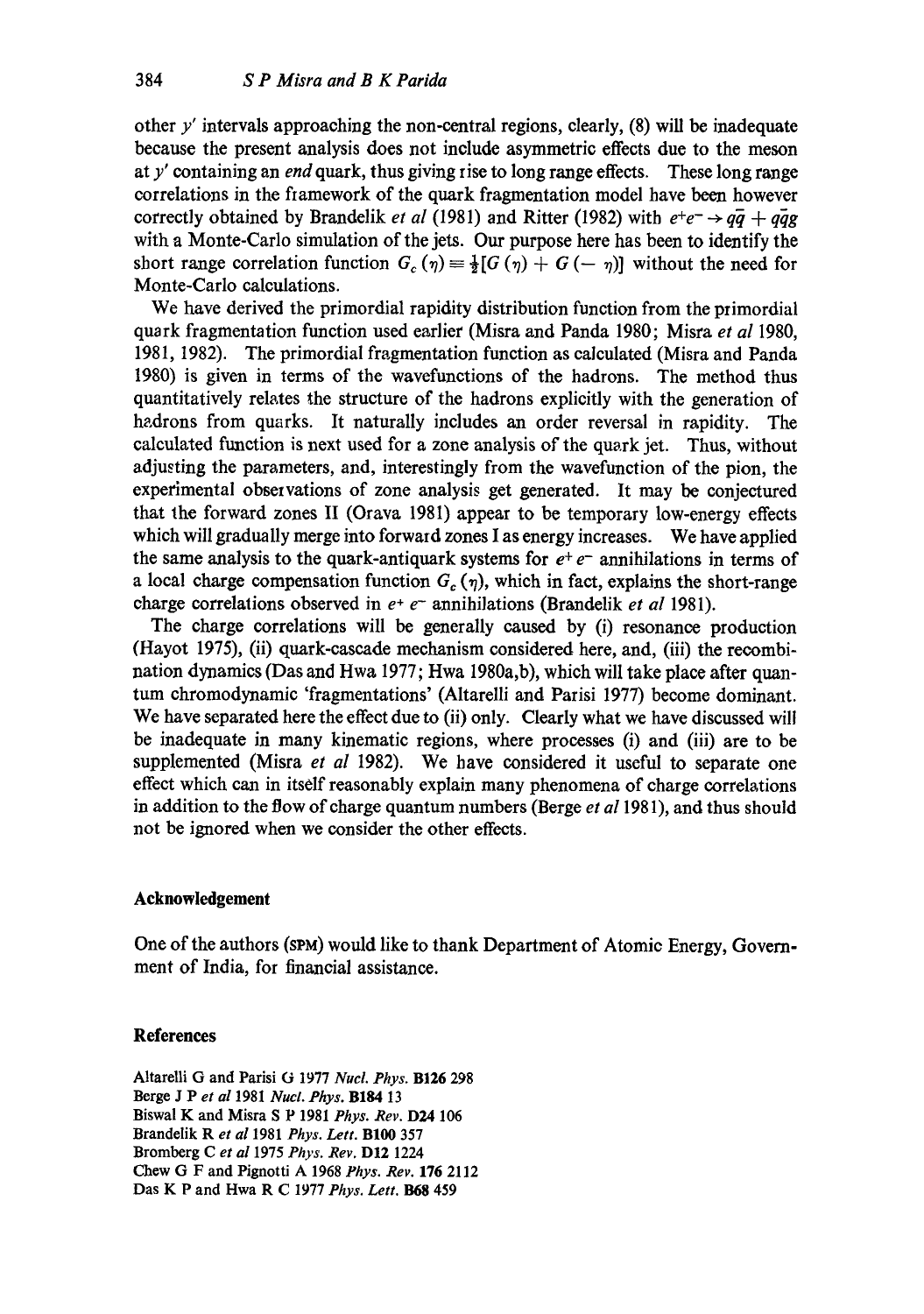other $y'$ intervals approaching the non-central regions, clearly, (8) will be inadequate because the present analysis does not include asymmetric effects due to the meson at $y'$ containing an *end* quark, thus giving rise to long range effects. These long range correlations in the framework of the quark fragmentation model have been however correctly obtained by Brandelik *et al* (1981) and Ritter (1982) with $e^+e^- \rightarrow q\bar{q} + q\bar{q}g$ with a Monte-Carlo simulation of the jets. Our purpose here has been to identify the short range correlation function $G_c(\eta) \equiv \frac{1}{2}[G(\eta) + G(-\eta)]$ without the need for Monte-Carlo calculations.

We have derived the primordial rapidity distribution function from the primordial quark fragmentation function used earlier (Misra and Panda 1980; Misra *et al* 1980, 1981, 1982). The primordial fragmentation function as calculated (Misra and Panda 1980) is given in terms of the wavefunctions of the hadrons. The method thus quantitatively relates the structure of the hadrons explicitly with the generation of hadrons from quarks. It naturally includes an order reversal in rapidity. The calculated function is next used for a zone analysis of the quark jet. Thus, without adjusting the parameters, and, interestingly from the wavefunction of the pion, the experimental observations of zone analysis get generated. It may be conjectured that the forward zones II (Orava 1981) appear to be temporary low-energy effects which will gradually merge into forward zones I as energy increases. We have applied the same analysis to the quark-antiquark systems for $e^+e^-$ annihilations in terms of a local charge compensation function $G_c(\eta)$, which in fact, explains the short-range charge correlations observed in $e^+e^-$ annihilations (Brandelik *et al* 1981).

The charge correlations will be generally caused by (i) resonance production (Hayot 1975), (ii) quark-cascade mechanism considered here, and, (iii) the recombination dynamics (Das and Hwa 1977; Hwa 1980a,b), which will take place after quantum chromodynamic 'fragmentations' (Altarelli and Parisi 1977) become dominant. We have separated here the effect due to (ii) only. Clearly what we have discussed will be inadequate in many kinematic regions, where processes (i) and (iii) are to be supplemented (Misra *et al* 1982). We have considered it useful to separate one effect which can in itself reasonably explain many phenomena of charge correlations in addition to the flow of charge quantum numbers (Berge *et al* 1981), and thus should not be ignored when we consider the other effects.

## Acknowledgement

One of the authors (SPM) would like to thank Department of Atomic Energy, Government of India, for financial assistance.

## References

Altarelli G and Parisi G 1977 *Nucl. Phys.* **B126** 298
Berge J P *et al* 1981 *Nucl. Phys.* **B184** 13
Biswal K and Misra S P 1981 *Phys. Rev.* **D24** 106
Brandelik R *et al* 1981 *Phys. Lett.* **B100** 357
Bromberg C *et al* 1975 *Phys. Rev.* **D12** 1224
Chew G F and Pignotti A 1968 *Phys. Rev.* **176** 2112
Das K P and Hwa R C 1977 *Phys. Lett.* **B68** 459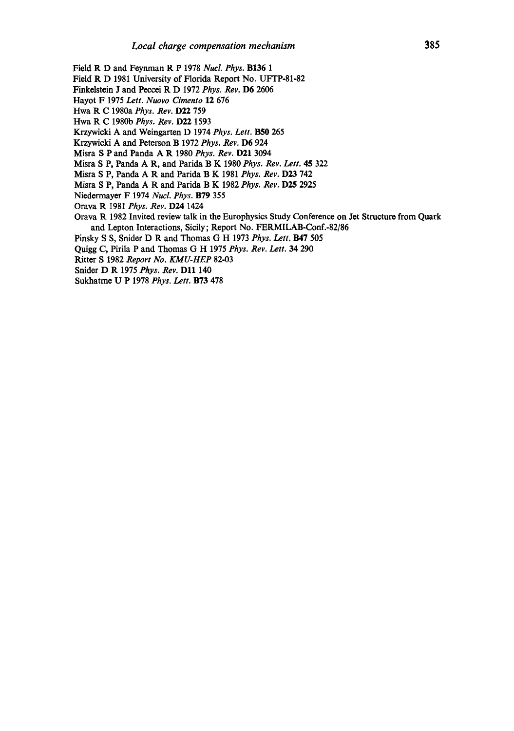Field R D and Feynman R P 1978 *Nucl. Phys.* **B136** 1

Field R D 1981 University of Florida Report No. UFTP-81-82

Finkelstein J and Peccei R D 1972 *Phys. Rev.* **D6** 2606

Hayot F 1975 *Lett. Nuovo Cimento* **12** 676

Hwa R C 1980a *Phys. Rev.* **D22** 759

Hwa R C 1980b *Phys. Rev.* **D22** 1593

Krzywicki A and Weingarten D 1974 *Phys. Lett.* **B50** 265

Krzywicki A and Peterson B 1972 *Phys. Rev.* **D6** 924

Misra S P and Panda A R 1980 *Phys. Rev.* **D21** 3094

Misra S P, Panda A R, and Parida B K 1980 *Phys. Rev. Lett.* **45** 322

Misra S P, Panda A R and Parida B K 1981 *Phys. Rev.* **D23** 742

Misra S P, Panda A R and Parida B K 1982 *Phys. Rev.* **D25** 2925

Niedermayer F 1974 *Nucl. Phys.* **B79** 355

Orava R 1981 *Phys. Rev.* **D24** 1424

Orava R 1982 Invited review talk in the Europhysics Study Conference on Jet Structure from Quark and Lepton Interactions, Sicily; Report No. FERMILAB-Conf.-82/86

Pinsky S S, Snider D R and Thomas G H 1973 *Phys. Lett.* **B47** 505

Quigg C, Pirila P and Thomas G H 1975 *Phys. Rev. Lett.* **34** 290

Ritter S 1982 *Report No. KMU-HEP* 82-03

Snider D R 1975 *Phys. Rev.* **D11** 140

Sukhatme U P 1978 *Phys. Lett.* **B73** 478